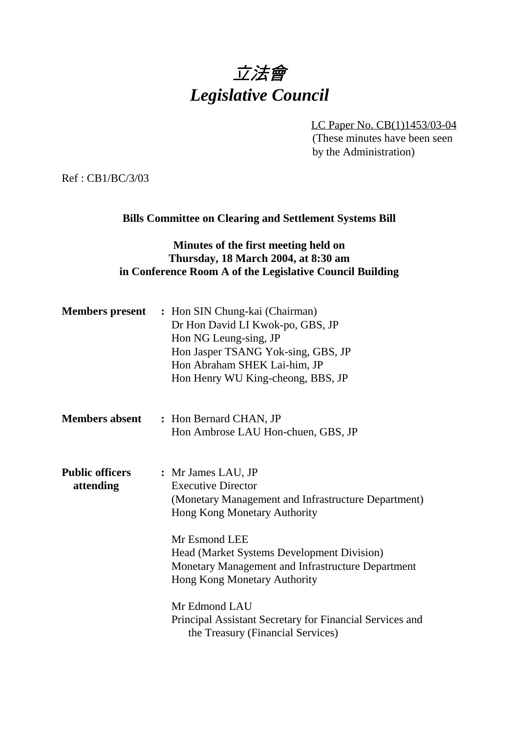# *立法會*
# *Legislative Council*

LC Paper No. CB(1)1453/03-04
(These minutes have been seen by the Administration)

Ref : CB1/BC/3/03

**Bills Committee on Clearing and Settlement Systems Bill**

**Minutes of the first meeting held on Thursday, 18 March 2004, at 8:30 am in Conference Room A of the Legislative Council Building**

**Members present** : Hon SIN Chung-kai (Chairman)
Dr Hon David LI Kwok-po, GBS, JP
Hon NG Leung-sing, JP
Hon Jasper TSANG Yok-sing, GBS, JP
Hon Abraham SHEK Lai-him, JP
Hon Henry WU King-cheong, BBS, JP

**Members absent** : Hon Bernard CHAN, JP
Hon Ambrose LAU Hon-chuen, GBS, JP

**Public officers attending** : Mr James LAU, JP
Executive Director
(Monetary Management and Infrastructure Department)
Hong Kong Monetary Authority

Mr Esmond LEE
Head (Market Systems Development Division)
Monetary Management and Infrastructure Department
Hong Kong Monetary Authority

Mr Edmond LAU
Principal Assistant Secretary for Financial Services and the Treasury (Financial Services)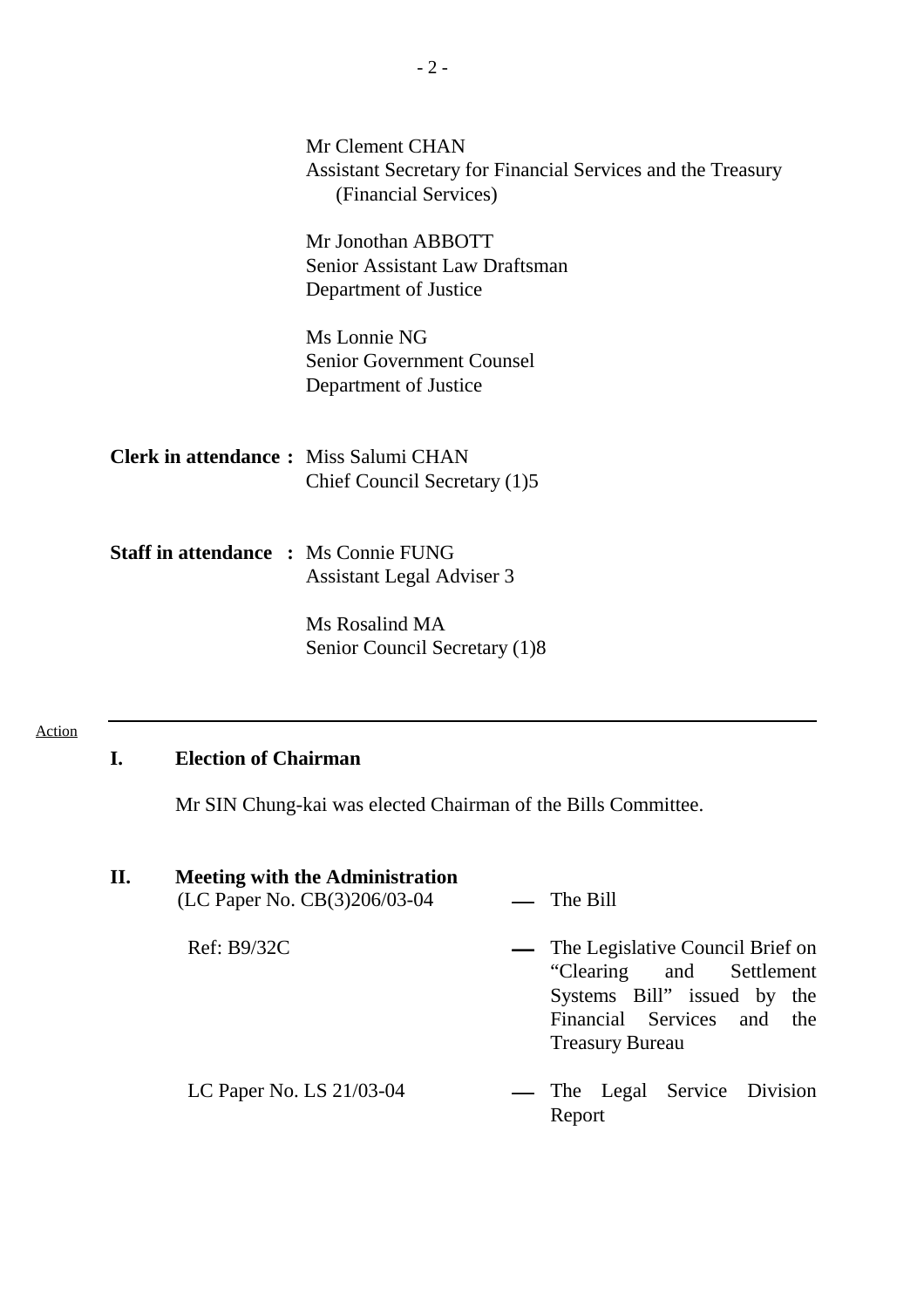Mr Clement CHAN
Assistant Secretary for Financial Services and the Treasury
(Financial Services)

Mr Jonothan ABBOTT
Senior Assistant Law Draftsman
Department of Justice

Ms Lonnie NG
Senior Government Counsel
Department of Justice

**Clerk in attendance :** Miss Salumi CHAN
Chief Council Secretary (1)5

**Staff in attendance :** Ms Connie FUNG
Assistant Legal Adviser 3

Ms Rosalind MA
Senior Council Secretary (1)8

Action

---

**I. Election of Chairman**

Mr SIN Chung-kai was elected Chairman of the Bills Committee.

**II. Meeting with the Administration**

(LC Paper No. CB(3)206/03-04 — The Bill

Ref: B9/32C — The Legislative Council Brief on "Clearing and Settlement Systems Bill" issued by the Financial Services and the Treasury Bureau

LC Paper No. LS 21/03-04 — The Legal Service Division Report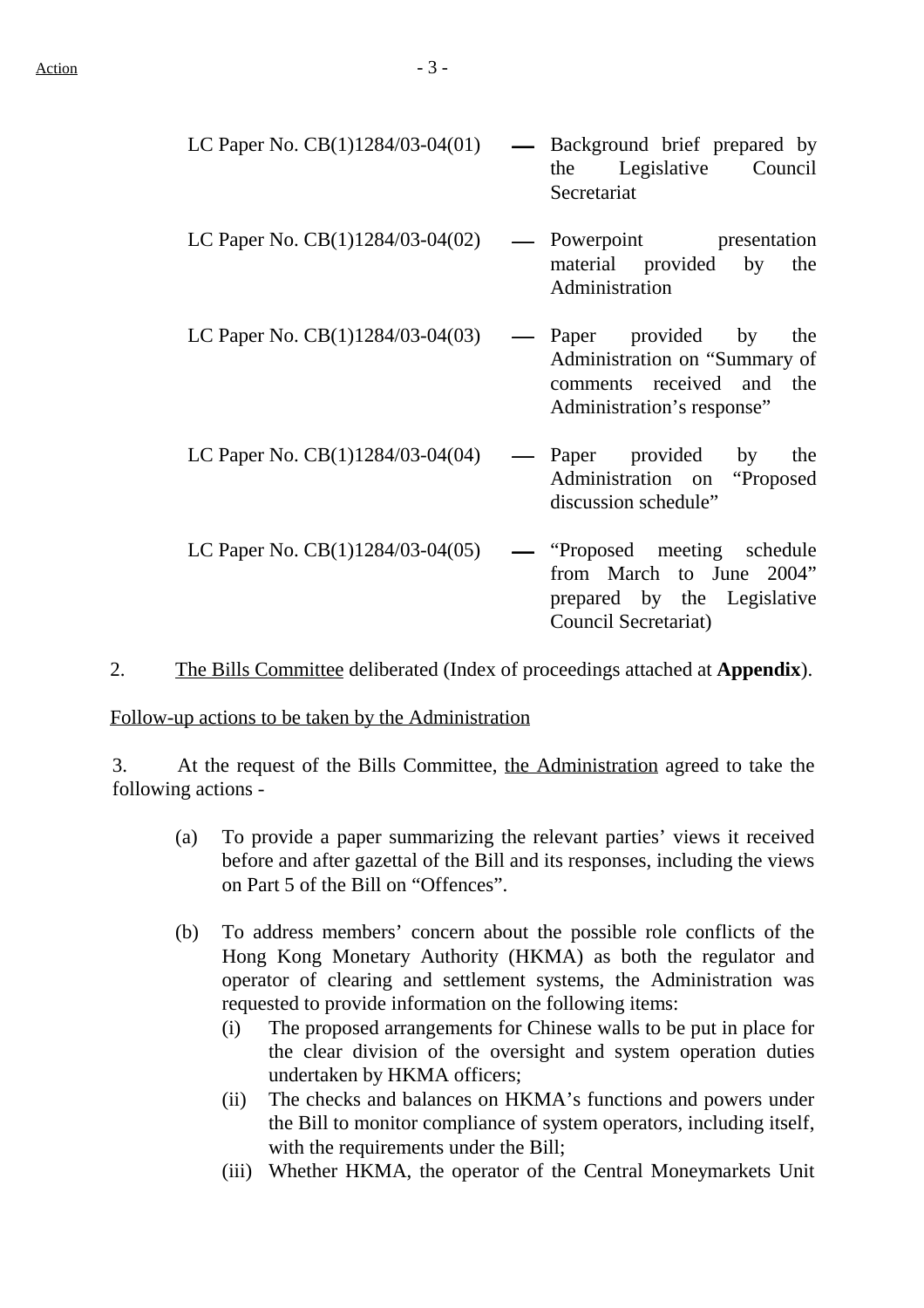LC Paper No. CB(1)1284/03-04(01) — Background brief prepared by the Legislative Council Secretariat

LC Paper No. CB(1)1284/03-04(02) — Powerpoint presentation material provided by the Administration

LC Paper No. CB(1)1284/03-04(03) — Paper provided by the Administration on "Summary of comments received and the Administration's response"

LC Paper No. CB(1)1284/03-04(04) — Paper provided by the Administration on "Proposed discussion schedule"

LC Paper No. CB(1)1284/03-04(05) — "Proposed meeting schedule from March to June 2004" prepared by the Legislative Council Secretariat)

2. The Bills Committee deliberated (Index of proceedings attached at **Appendix**).

Follow-up actions to be taken by the Administration

3. At the request of the Bills Committee, the Administration agreed to take the following actions -

(a) To provide a paper summarizing the relevant parties' views it received before and after gazettal of the Bill and its responses, including the views on Part 5 of the Bill on "Offences".

(b) To address members' concern about the possible role conflicts of the Hong Kong Monetary Authority (HKMA) as both the regulator and operator of clearing and settlement systems, the Administration was requested to provide information on the following items:
   (i) The proposed arrangements for Chinese walls to be put in place for the clear division of the oversight and system operation duties undertaken by HKMA officers;
   (ii) The checks and balances on HKMA's functions and powers under the Bill to monitor compliance of system operators, including itself, with the requirements under the Bill;
   (iii) Whether HKMA, the operator of the Central Moneymarkets Unit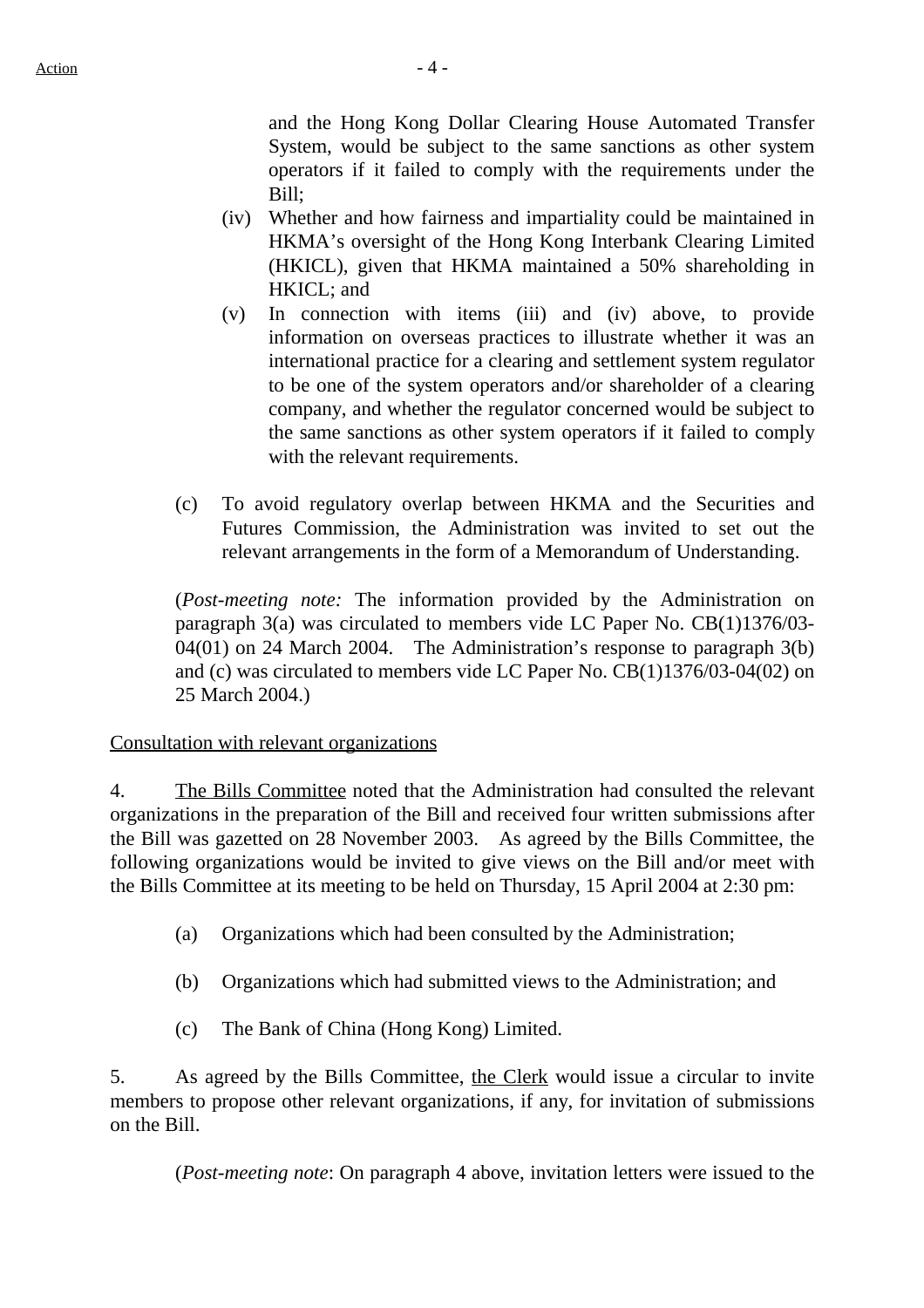and the Hong Kong Dollar Clearing House Automated Transfer System, would be subject to the same sanctions as other system operators if it failed to comply with the requirements under the Bill;

(iv) Whether and how fairness and impartiality could be maintained in HKMA's oversight of the Hong Kong Interbank Clearing Limited (HKICL), given that HKMA maintained a 50% shareholding in HKICL; and

(v) In connection with items (iii) and (iv) above, to provide information on overseas practices to illustrate whether it was an international practice for a clearing and settlement system regulator to be one of the system operators and/or shareholder of a clearing company, and whether the regulator concerned would be subject to the same sanctions as other system operators if it failed to comply with the relevant requirements.

(c) To avoid regulatory overlap between HKMA and the Securities and Futures Commission, the Administration was invited to set out the relevant arrangements in the form of a Memorandum of Understanding.

(*Post-meeting note:* The information provided by the Administration on paragraph 3(a) was circulated to members vide LC Paper No. CB(1)1376/03-04(01) on 24 March 2004. The Administration's response to paragraph 3(b) and (c) was circulated to members vide LC Paper No. CB(1)1376/03-04(02) on 25 March 2004.)

<u>Consultation with relevant organizations</u>

4. <u>The Bills Committee</u> noted that the Administration had consulted the relevant organizations in the preparation of the Bill and received four written submissions after the Bill was gazetted on 28 November 2003. As agreed by the Bills Committee, the following organizations would be invited to give views on the Bill and/or meet with the Bills Committee at its meeting to be held on Thursday, 15 April 2004 at 2:30 pm:

(a) Organizations which had been consulted by the Administration;

(b) Organizations which had submitted views to the Administration; and

(c) The Bank of China (Hong Kong) Limited.

5. As agreed by the Bills Committee, <u>the Clerk</u> would issue a circular to invite members to propose other relevant organizations, if any, for invitation of submissions on the Bill.

(*Post-meeting note*: On paragraph 4 above, invitation letters were issued to the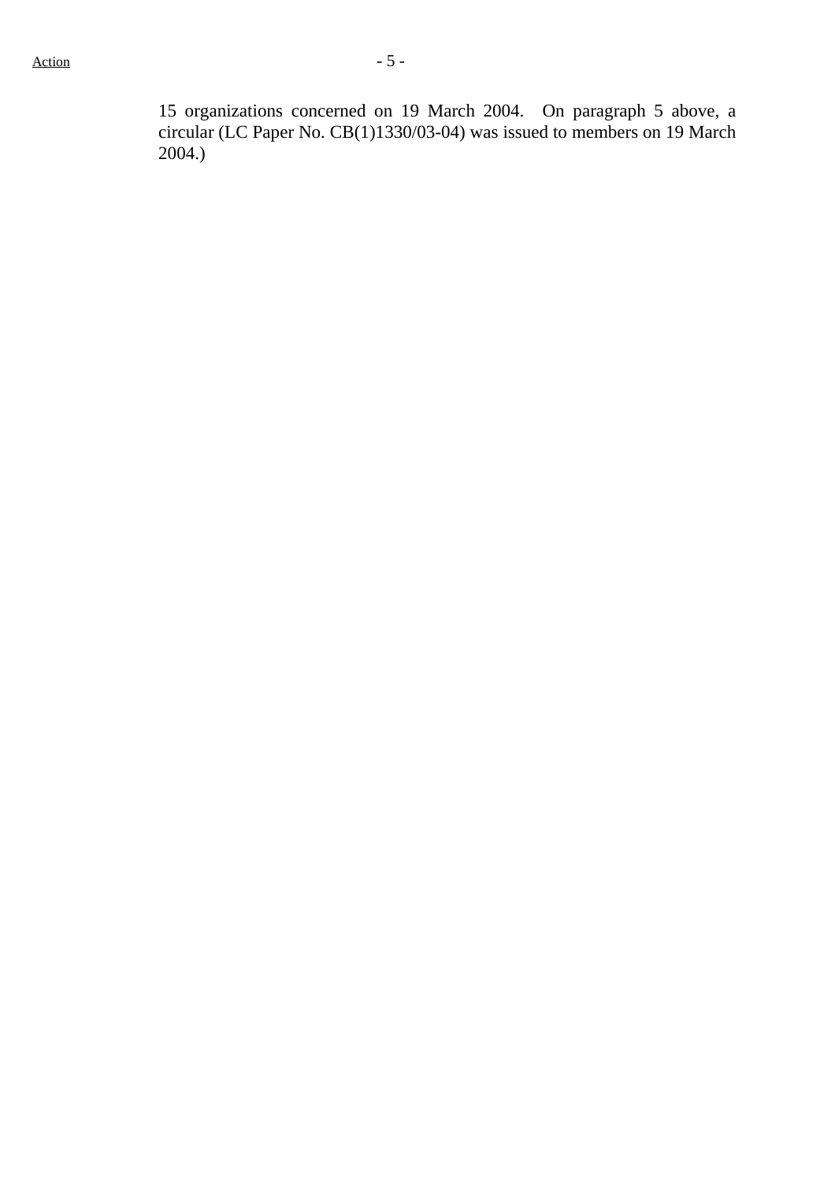15 organizations concerned on 19 March 2004. On paragraph 5 above, a circular (LC Paper No. CB(1)1330/03-04) was issued to members on 19 March 2004.)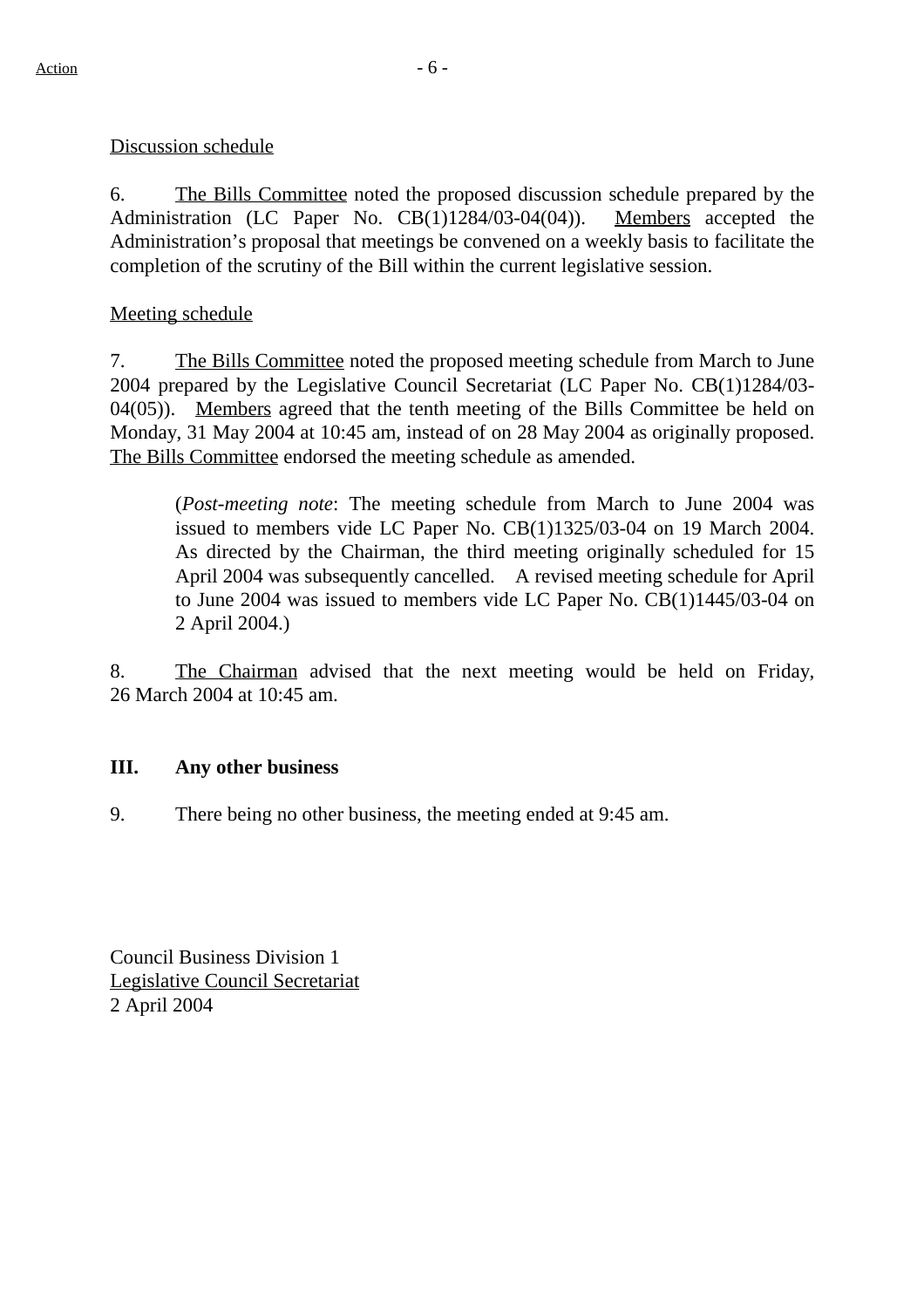Discussion schedule

6. The Bills Committee noted the proposed discussion schedule prepared by the Administration (LC Paper No. CB(1)1284/03-04(04)). Members accepted the Administration's proposal that meetings be convened on a weekly basis to facilitate the completion of the scrutiny of the Bill within the current legislative session.

Meeting schedule

7. The Bills Committee noted the proposed meeting schedule from March to June 2004 prepared by the Legislative Council Secretariat (LC Paper No. CB(1)1284/03-04(05)). Members agreed that the tenth meeting of the Bills Committee be held on Monday, 31 May 2004 at 10:45 am, instead of on 28 May 2004 as originally proposed. The Bills Committee endorsed the meeting schedule as amended.

> (*Post-meeting note*: The meeting schedule from March to June 2004 was issued to members vide LC Paper No. CB(1)1325/03-04 on 19 March 2004. As directed by the Chairman, the third meeting originally scheduled for 15 April 2004 was subsequently cancelled. A revised meeting schedule for April to June 2004 was issued to members vide LC Paper No. CB(1)1445/03-04 on 2 April 2004.)

8. The Chairman advised that the next meeting would be held on Friday, 26 March 2004 at 10:45 am.

**III. Any other business**

9. There being no other business, the meeting ended at 9:45 am.

Council Business Division 1
Legislative Council Secretariat
2 April 2004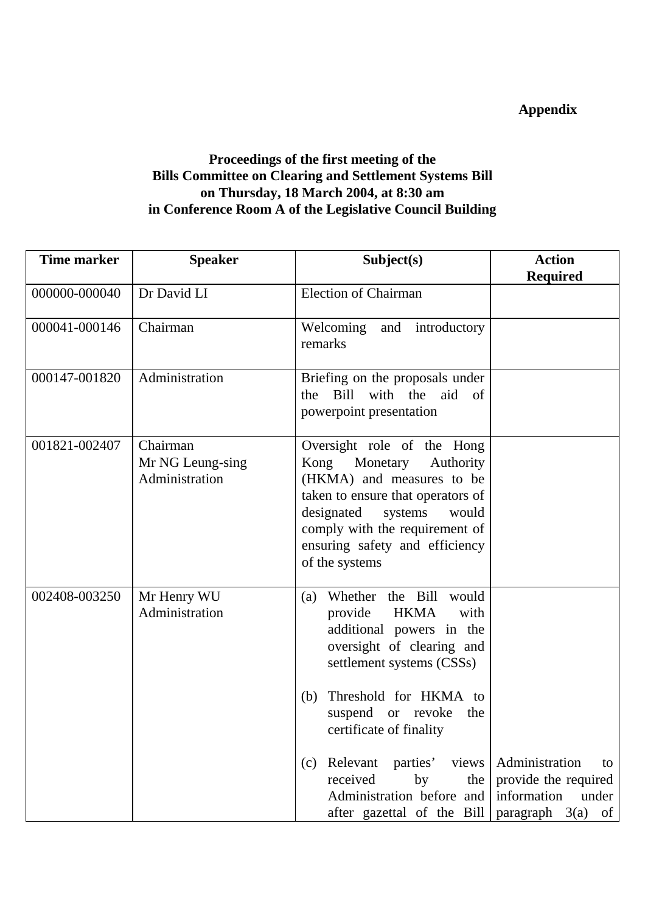**Appendix**

**Proceedings of the first meeting of the Bills Committee on Clearing and Settlement Systems Bill on Thursday, 18 March 2004, at 8:30 am in Conference Room A of the Legislative Council Building**

| Time marker | Speaker | Subject(s) | Action Required |
|---|---|---|---|
| 000000-000040 | Dr David LI | Election of Chairman | |
| 000041-000146 | Chairman | Welcoming and introductory remarks | |
| 000147-001820 | Administration | Briefing on the proposals under the Bill with the aid of powerpoint presentation | |
| 001821-002407 | Chairman<br>Mr NG Leung-sing<br>Administration | Oversight role of the Hong Kong Monetary Authority (HKMA) and measures to be taken to ensure that operators of designated systems would comply with the requirement of ensuring safety and efficiency of the systems | |
| 002408-003250 | Mr Henry WU<br>Administration | (a) Whether the Bill would provide HKMA with additional powers in the oversight of clearing and settlement systems (CSSs)<br><br>(b) Threshold for HKMA to suspend or revoke the certificate of finality<br><br>(c) Relevant parties' views received by the Administration before and after gazettal of the Bill | Administration to provide the required information under paragraph 3(a) of |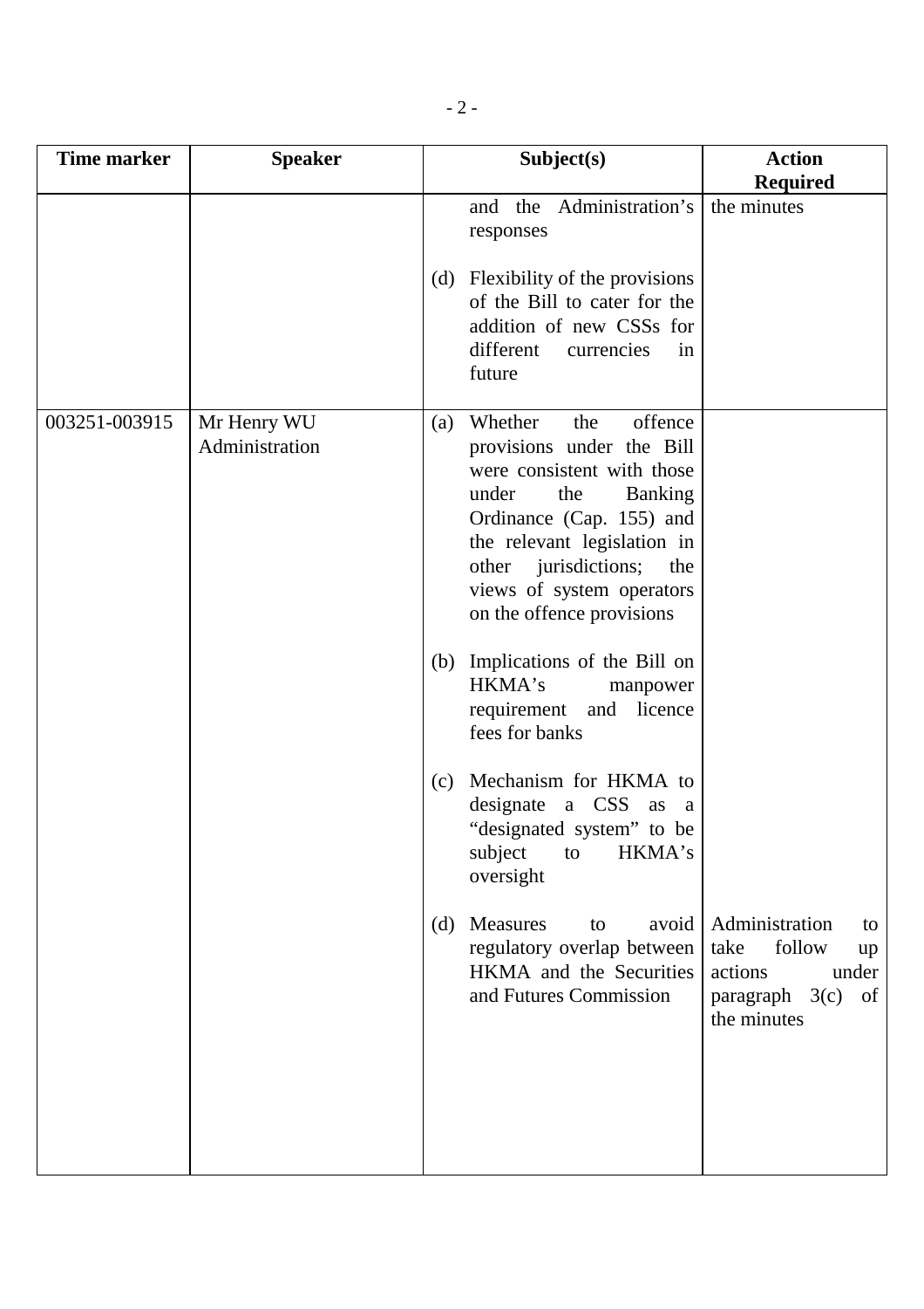| Time marker | Speaker | Subject(s) | Action Required |
| --- | --- | --- | --- |
| | | and the Administration's responses<br><br>(d) Flexibility of the provisions of the Bill to cater for the addition of new CSSs for different currencies in future | the minutes |
| 003251-003915 | Mr Henry WU<br>Administration | (a) Whether the offence provisions under the Bill were consistent with those under the Banking Ordinance (Cap. 155) and the relevant legislation in other jurisdictions; the views of system operators on the offence provisions<br><br>(b) Implications of the Bill on HKMA's manpower requirement and licence fees for banks<br><br>(c) Mechanism for HKMA to designate a CSS as a "designated system" to be subject to HKMA's oversight<br><br>(d) Measures to avoid regulatory overlap between HKMA and the Securities and Futures Commission | Administration to take follow up actions under paragraph 3(c) of the minutes |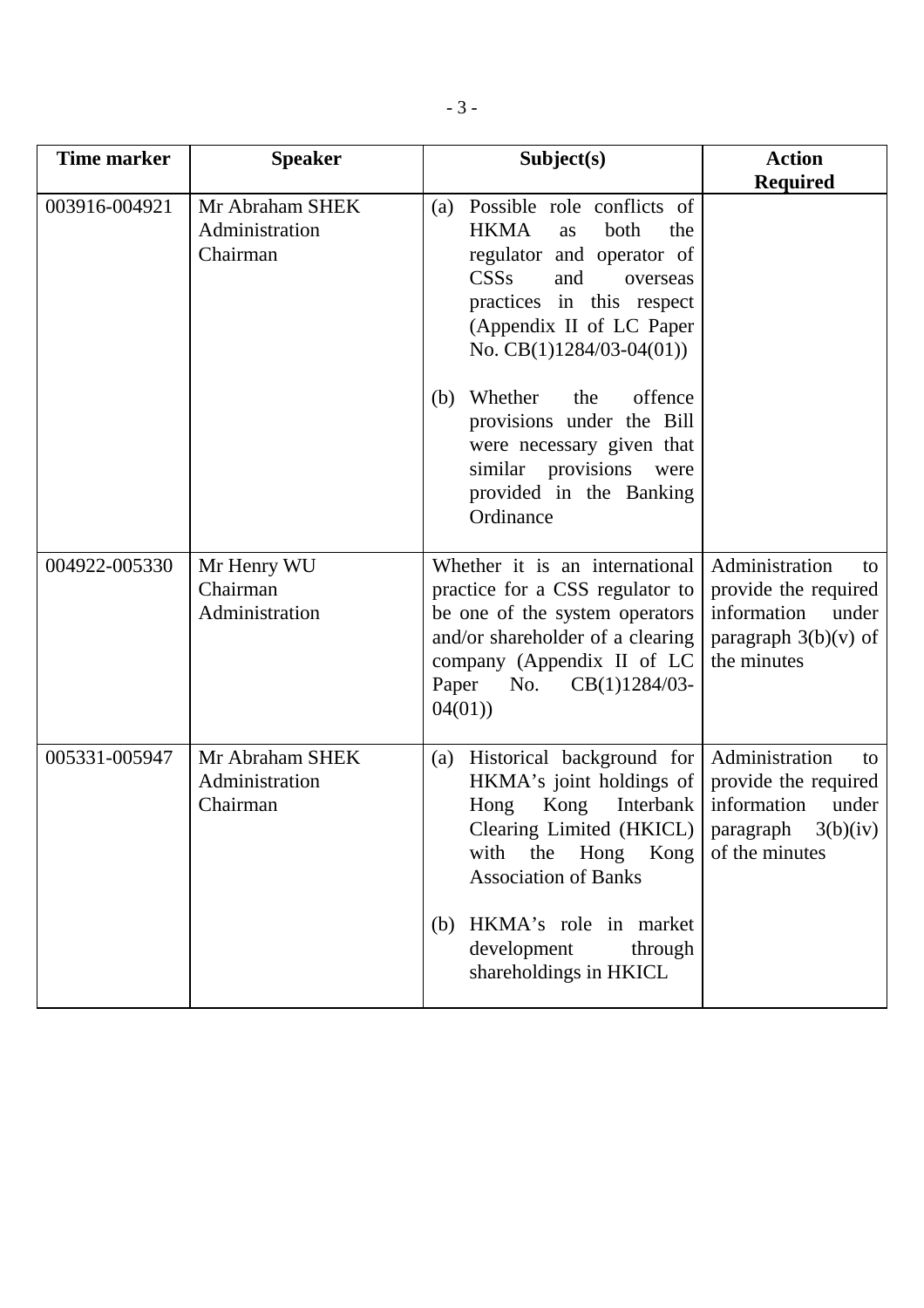| Time marker | Speaker | Subject(s) | Action Required |
|---|---|---|---|
| 003916-004921 | Mr Abraham SHEK<br>Administration<br>Chairman | (a) Possible role conflicts of HKMA as both the regulator and operator of CSSs and overseas practices in this respect (Appendix II of LC Paper No. CB(1)1284/03-04(01))<br><br>(b) Whether the offence provisions under the Bill were necessary given that similar provisions were provided in the Banking Ordinance | |
| 004922-005330 | Mr Henry WU<br>Chairman<br>Administration | Whether it is an international practice for a CSS regulator to be one of the system operators and/or shareholder of a clearing company (Appendix II of LC Paper No. CB(1)1284/03-04(01)) | Administration to provide the required information under paragraph 3(b)(v) of the minutes |
| 005331-005947 | Mr Abraham SHEK<br>Administration<br>Chairman | (a) Historical background for HKMA's joint holdings of Hong Kong Interbank Clearing Limited (HKICL) with the Hong Kong Association of Banks<br><br>(b) HKMA's role in market development through shareholdings in HKICL | Administration to provide the required information under paragraph 3(b)(iv) of the minutes |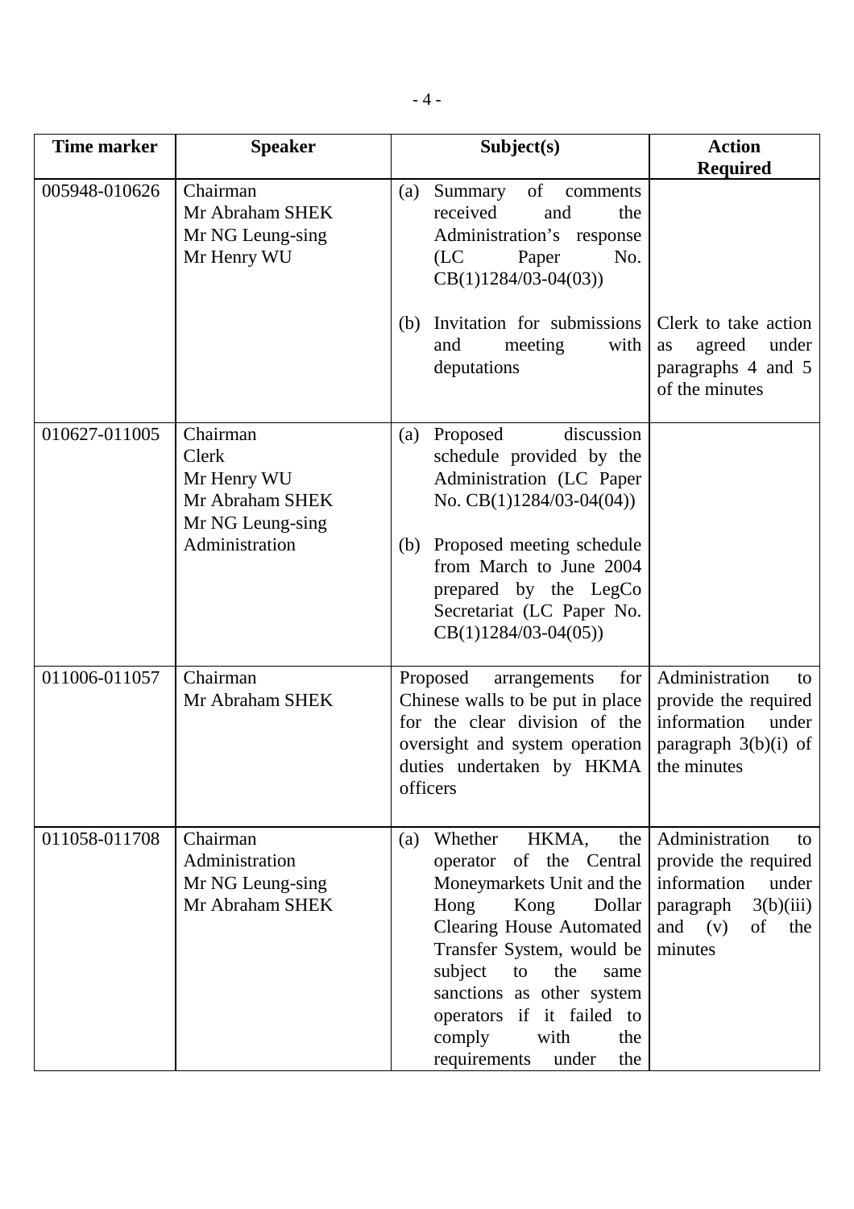| Time marker | Speaker | Subject(s) | Action Required |
| --- | --- | --- | --- |
| 005948-010626 | Chairman<br>Mr Abraham SHEK<br>Mr NG Leung-sing<br>Mr Henry WU | (a) Summary of comments received and the Administration's response (LC Paper No. CB(1)1284/03-04(03))<br><br>(b) Invitation for submissions and meeting with deputations | <br><br><br><br>Clerk to take action as agreed under paragraphs 4 and 5 of the minutes |
| 010627-011005 | Chairman<br>Clerk<br>Mr Henry WU<br>Mr Abraham SHEK<br>Mr NG Leung-sing<br>Administration | (a) Proposed discussion schedule provided by the Administration (LC Paper No. CB(1)1284/03-04(04))<br><br>(b) Proposed meeting schedule from March to June 2004 prepared by the LegCo Secretariat (LC Paper No. CB(1)1284/03-04(05)) | |
| 011006-011057 | Chairman<br>Mr Abraham SHEK | Proposed arrangements for Chinese walls to be put in place for the clear division of the oversight and system operation duties undertaken by HKMA officers | Administration to provide the required information under paragraph 3(b)(i) of the minutes |
| 011058-011708 | Chairman<br>Administration<br>Mr NG Leung-sing<br>Mr Abraham SHEK | (a) Whether HKMA, the operator of the Central Moneymarkets Unit and the Hong Kong Dollar Clearing House Automated Transfer System, would be subject to the same sanctions as other system operators if it failed to comply with the requirements under the | Administration to provide the required information under paragraph 3(b)(iii) and (v) of the minutes |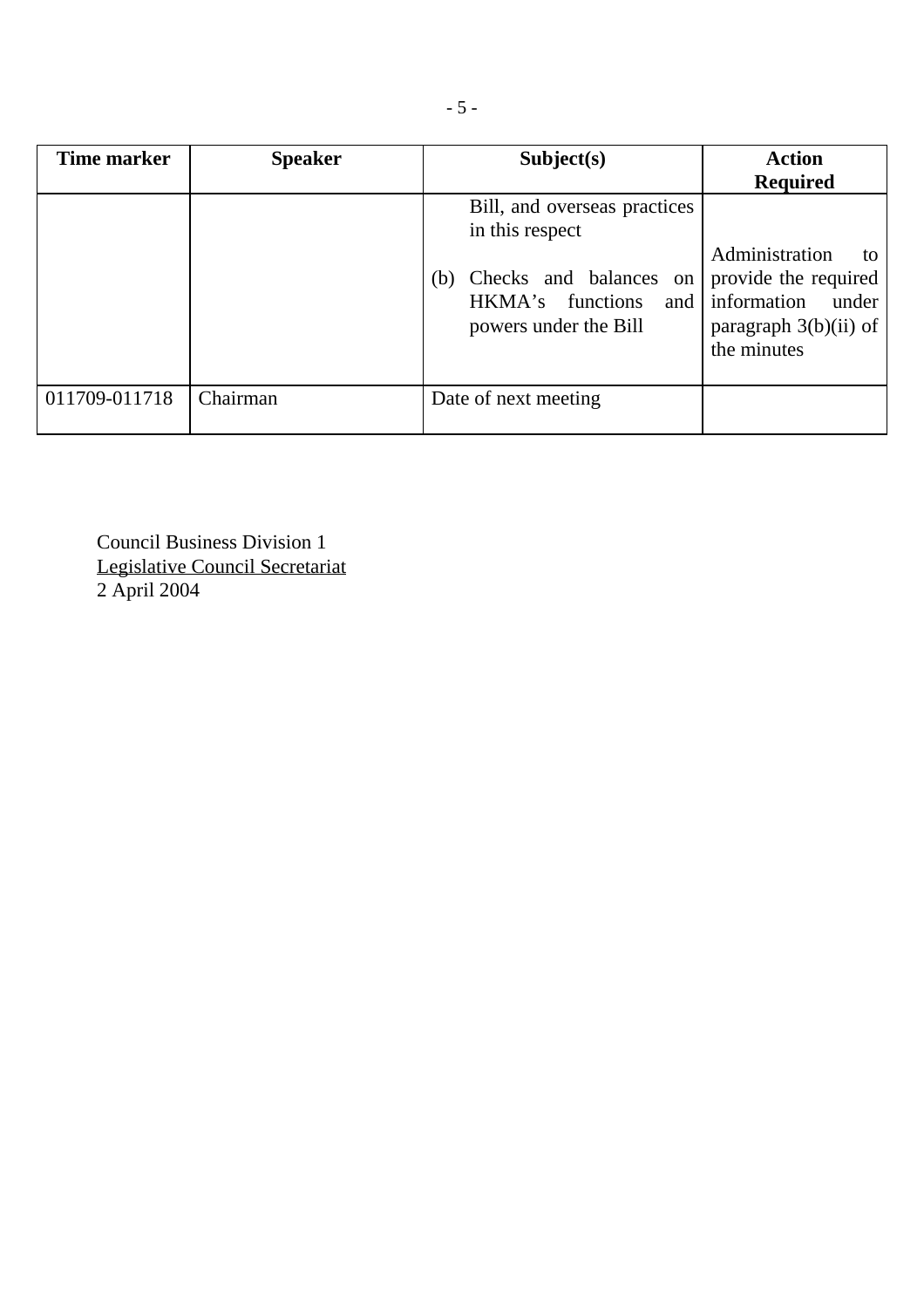| Time marker | Speaker | Subject(s) | Action Required |
| --- | --- | --- | --- |
| | | Bill, and overseas practices in this respect<br><br>(b) Checks and balances on HKMA's functions and powers under the Bill | Administration to provide the required information under paragraph 3(b)(ii) of the minutes |
| 011709-011718 | Chairman | Date of next meeting | |

Council Business Division 1
Legislative Council Secretariat
2 April 2004